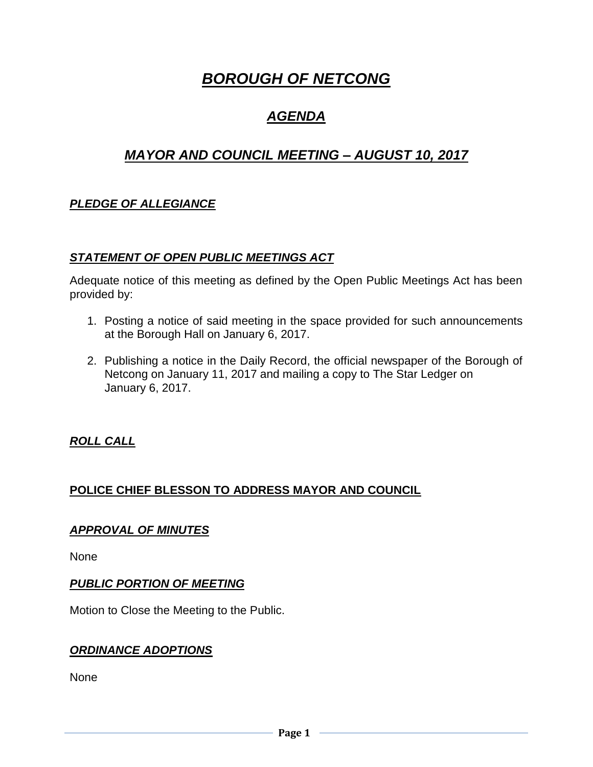# ***BOROUGH OF NETCONG***

## ***AGENDA***

## ***MAYOR AND COUNCIL MEETING – AUGUST 10, 2017***

### ***PLEDGE OF ALLEGIANCE***

### ***STATEMENT OF OPEN PUBLIC MEETINGS ACT***

Adequate notice of this meeting as defined by the Open Public Meetings Act has been provided by:

1. Posting a notice of said meeting in the space provided for such announcements at the Borough Hall on January 6, 2017.

2. Publishing a notice in the Daily Record, the official newspaper of the Borough of Netcong on January 11, 2017 and mailing a copy to The Star Ledger on January 6, 2017.

### ***ROLL CALL***

### **POLICE CHIEF BLESSON TO ADDRESS MAYOR AND COUNCIL**

### ***APPROVAL OF MINUTES***

None

### ***PUBLIC PORTION OF MEETING***

Motion to Close the Meeting to the Public.

### ***ORDINANCE ADOPTIONS***

None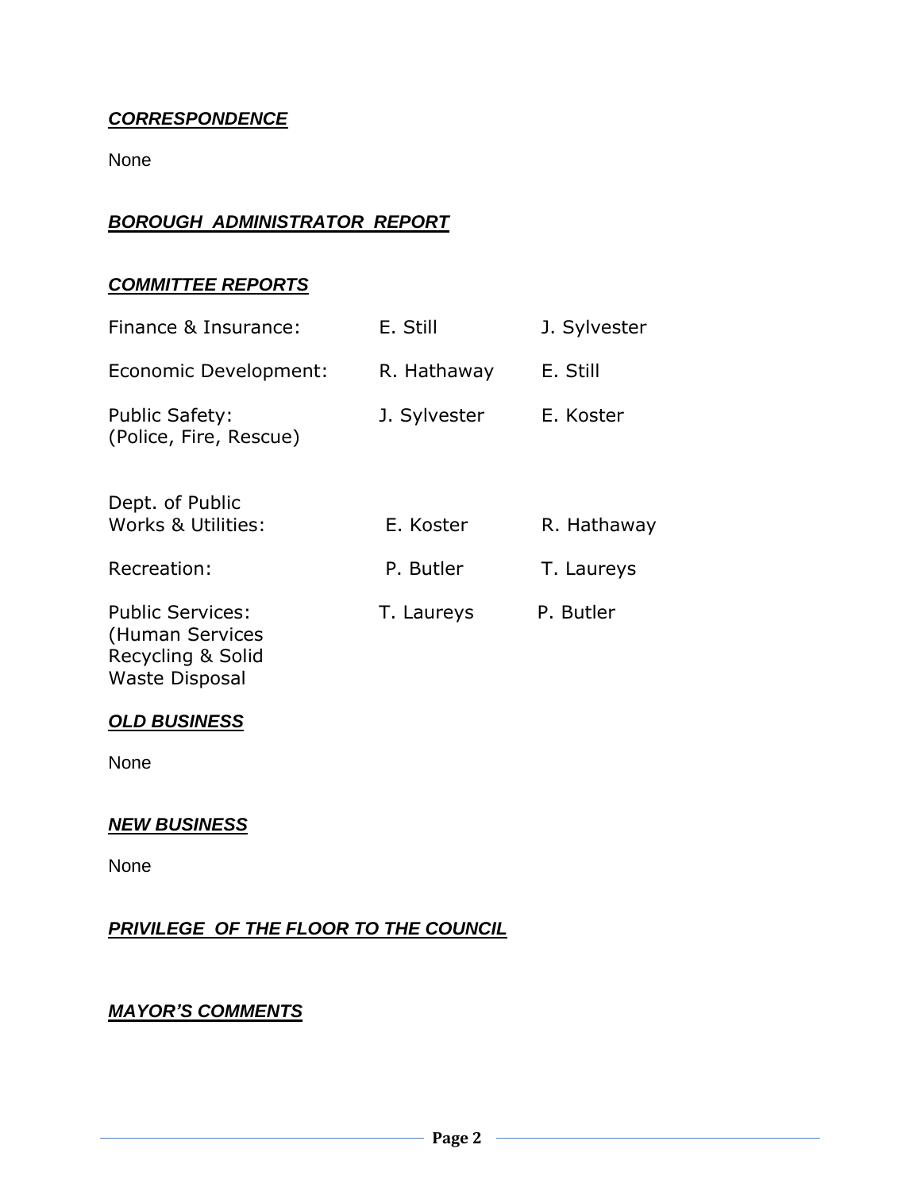***CORRESPONDENCE***

None

***BOROUGH ADMINISTRATOR REPORT***

***COMMITTEE REPORTS***

| | | |
|---|---|---|
| Finance & Insurance: | E. Still | J. Sylvester |
| Economic Development: | R. Hathaway | E. Still |
| Public Safety: (Police, Fire, Rescue) | J. Sylvester | E. Koster |
| Dept. of Public Works & Utilities: | E. Koster | R. Hathaway |
| Recreation: | P. Butler | T. Laureys |
| Public Services: (Human Services Recycling & Solid Waste Disposal | T. Laureys | P. Butler |

***OLD BUSINESS***

None

***NEW BUSINESS***

None

***PRIVILEGE OF THE FLOOR TO THE COUNCIL***

***MAYOR'S COMMENTS***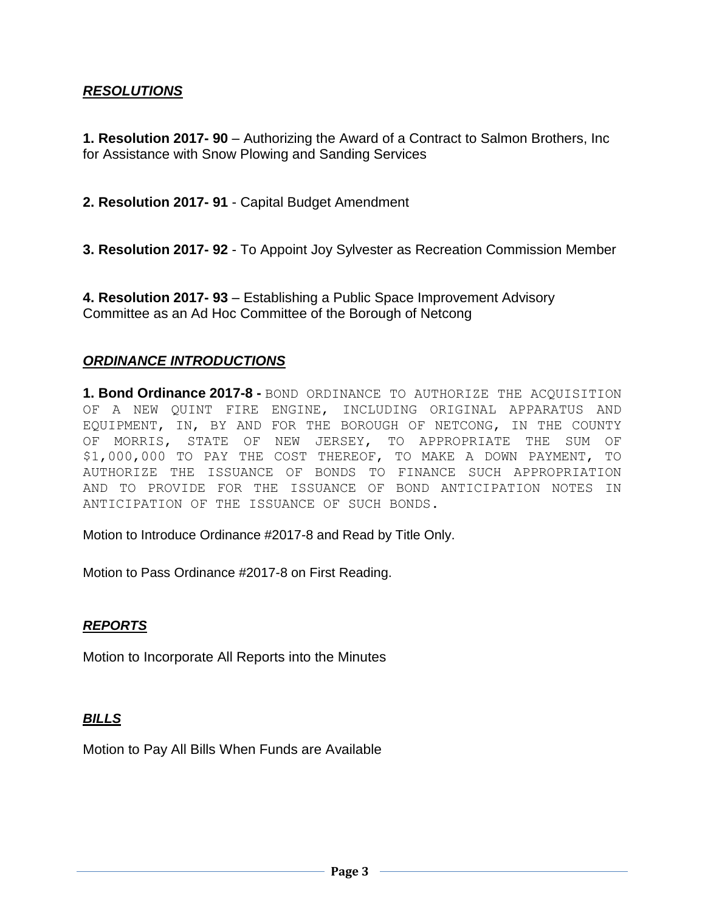## ***RESOLUTIONS***

**1. Resolution 2017- 90** – Authorizing the Award of a Contract to Salmon Brothers, Inc for Assistance with Snow Plowing and Sanding Services

**2. Resolution 2017- 91** - Capital Budget Amendment

**3. Resolution 2017- 92** - To Appoint Joy Sylvester as Recreation Commission Member

**4. Resolution 2017- 93** – Establishing a Public Space Improvement Advisory Committee as an Ad Hoc Committee of the Borough of Netcong

## ***ORDINANCE INTRODUCTIONS***

**1. Bond Ordinance 2017-8 -** BOND ORDINANCE TO AUTHORIZE THE ACQUISITION OF A NEW QUINT FIRE ENGINE, INCLUDING ORIGINAL APPARATUS AND EQUIPMENT, IN, BY AND FOR THE BOROUGH OF NETCONG, IN THE COUNTY OF MORRIS, STATE OF NEW JERSEY, TO APPROPRIATE THE SUM OF $1,000,000 TO PAY THE COST THEREOF, TO MAKE A DOWN PAYMENT, TO AUTHORIZE THE ISSUANCE OF BONDS TO FINANCE SUCH APPROPRIATION AND TO PROVIDE FOR THE ISSUANCE OF BOND ANTICIPATION NOTES IN ANTICIPATION OF THE ISSUANCE OF SUCH BONDS.

Motion to Introduce Ordinance #2017-8 and Read by Title Only.

Motion to Pass Ordinance #2017-8 on First Reading.

## ***REPORTS***

Motion to Incorporate All Reports into the Minutes

## ***BILLS***

Motion to Pay All Bills When Funds are Available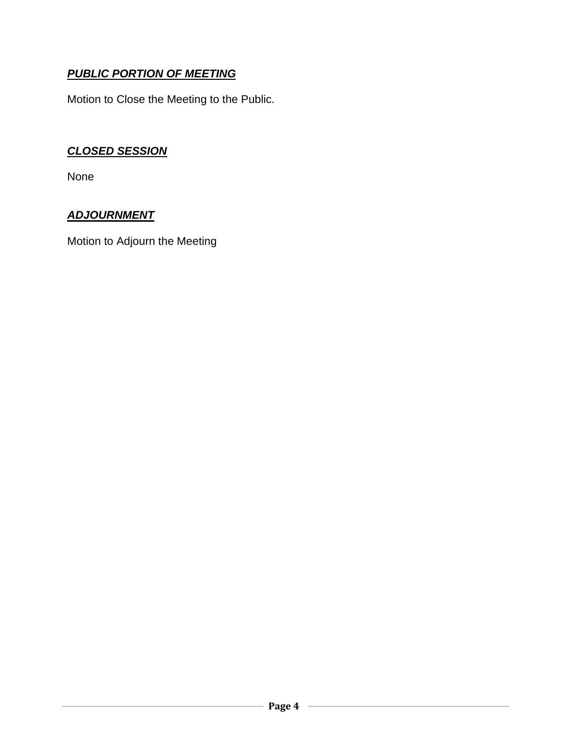***PUBLIC PORTION OF MEETING***

Motion to Close the Meeting to the Public.

***CLOSED SESSION***

None

***ADJOURNMENT***

Motion to Adjourn the Meeting